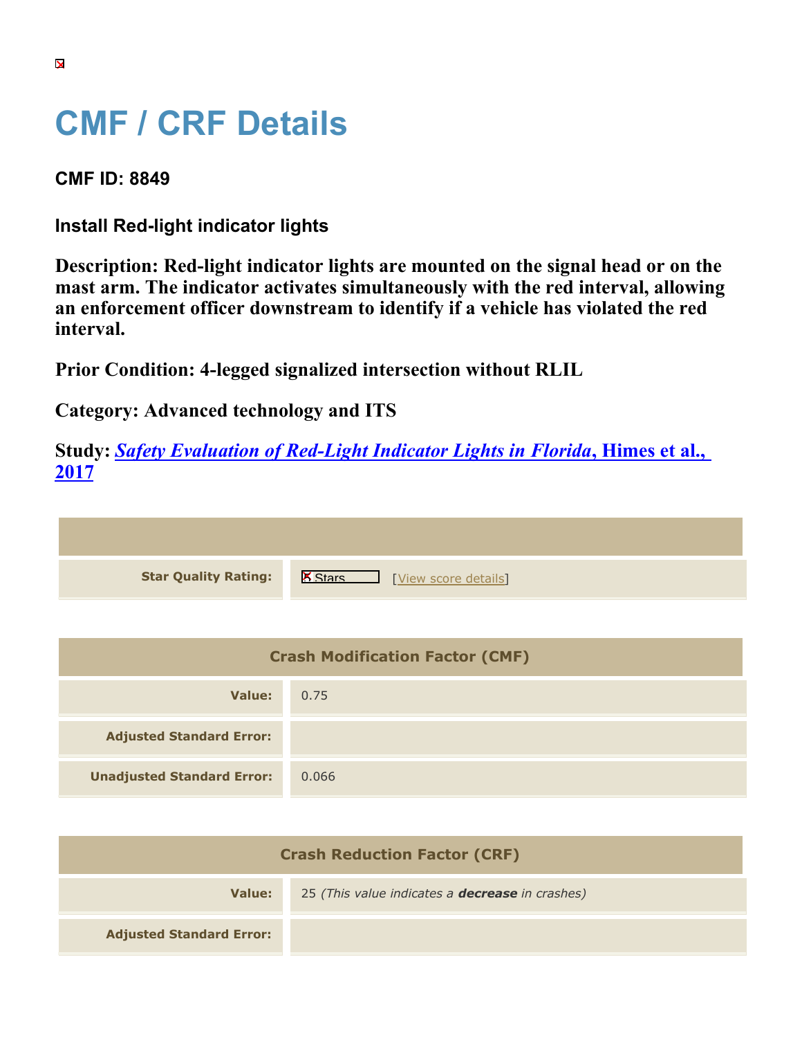# CMF / CRF Details

**CMF ID: 8849**

**Install Red-light indicator lights**

**Description: Red-light indicator lights are mounted on the signal head or on the mast arm. The indicator activates simultaneously with the red interval, allowing an enforcement officer downstream to identify if a vehicle has violated the red interval.**

**Prior Condition: 4-legged signalized intersection without RLIL**

**Category: Advanced technology and ITS**

**Study: *Safety Evaluation of Red-Light Indicator Lights in Florida*, Himes et al., 2017**

| | |
|---|---|
| **Star Quality Rating:** | Stars [View score details] |

| Crash Modification Factor (CMF) | |
|---|---|
| **Value:** | 0.75 |
| **Adjusted Standard Error:** | |
| **Unadjusted Standard Error:** | 0.066 |

| Crash Reduction Factor (CRF) | |
|---|---|
| **Value:** | 25 *(This value indicates a **decrease** in crashes)* |
| **Adjusted Standard Error:** | |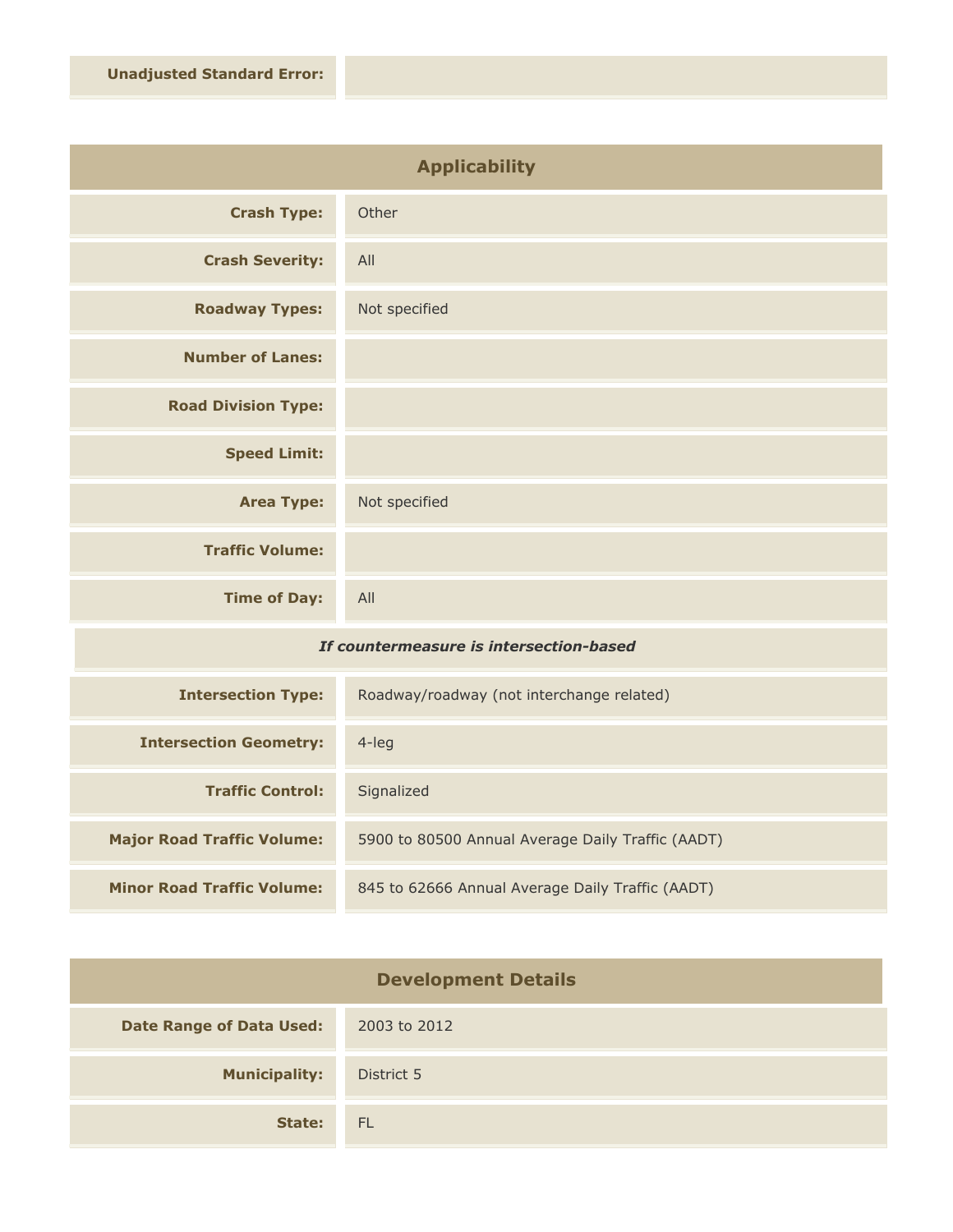| | |
|---|---|
| **Unadjusted Standard Error:** | |

## Applicability

| | |
|---|---|
| **Crash Type:** | Other |
| **Crash Severity:** | All |
| **Roadway Types:** | Not specified |
| **Number of Lanes:** | |
| **Road Division Type:** | |
| **Speed Limit:** | |
| **Area Type:** | Not specified |
| **Traffic Volume:** | |
| **Time of Day:** | All |

*If countermeasure is intersection-based*

| | |
|---|---|
| **Intersection Type:** | Roadway/roadway (not interchange related) |
| **Intersection Geometry:** | 4-leg |
| **Traffic Control:** | Signalized |
| **Major Road Traffic Volume:** | 5900 to 80500 Annual Average Daily Traffic (AADT) |
| **Minor Road Traffic Volume:** | 845 to 62666 Annual Average Daily Traffic (AADT) |

## Development Details

| | |
|---|---|
| **Date Range of Data Used:** | 2003 to 2012 |
| **Municipality:** | District 5 |
| **State:** | FL |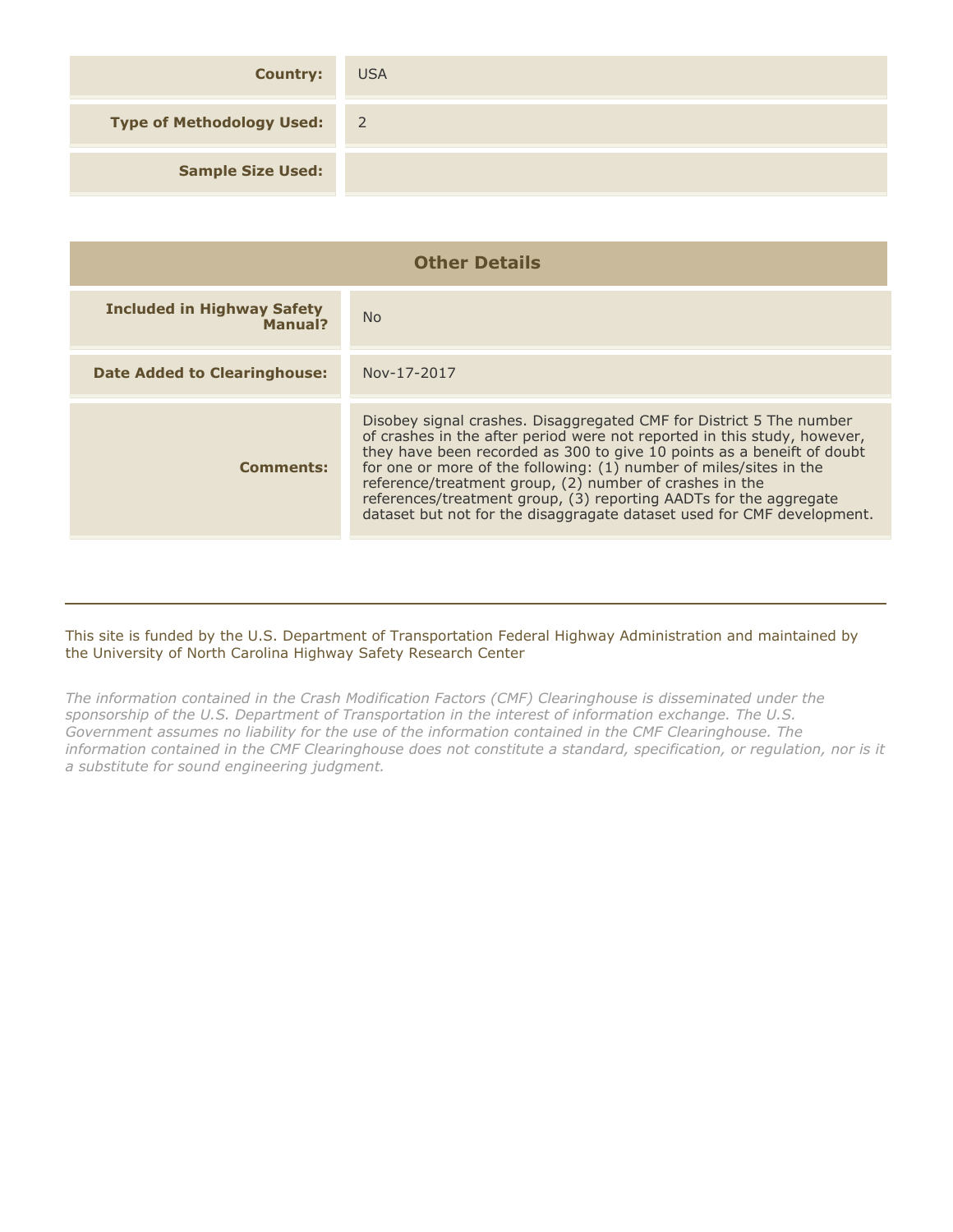| | |
|---|---|
| **Country:** | USA |
| **Type of Methodology Used:** | 2 |
| **Sample Size Used:** | |

## Other Details

| | |
|---|---|
| **Included in Highway Safety Manual?** | No |
| **Date Added to Clearinghouse:** | Nov-17-2017 |
| **Comments:** | Disobey signal crashes. Disaggregated CMF for District 5 The number of crashes in the after period were not reported in this study, however, they have been recorded as 300 to give 10 points as a beneift of doubt for one or more of the following: (1) number of miles/sites in the reference/treatment group, (2) number of crashes in the references/treatment group, (3) reporting AADTs for the aggregate dataset but not for the disaggragate dataset used for CMF development. |

---

This site is funded by the U.S. Department of Transportation Federal Highway Administration and maintained by the University of North Carolina Highway Safety Research Center

*The information contained in the Crash Modification Factors (CMF) Clearinghouse is disseminated under the sponsorship of the U.S. Department of Transportation in the interest of information exchange. The U.S. Government assumes no liability for the use of the information contained in the CMF Clearinghouse. The information contained in the CMF Clearinghouse does not constitute a standard, specification, or regulation, nor is it a substitute for sound engineering judgment.*